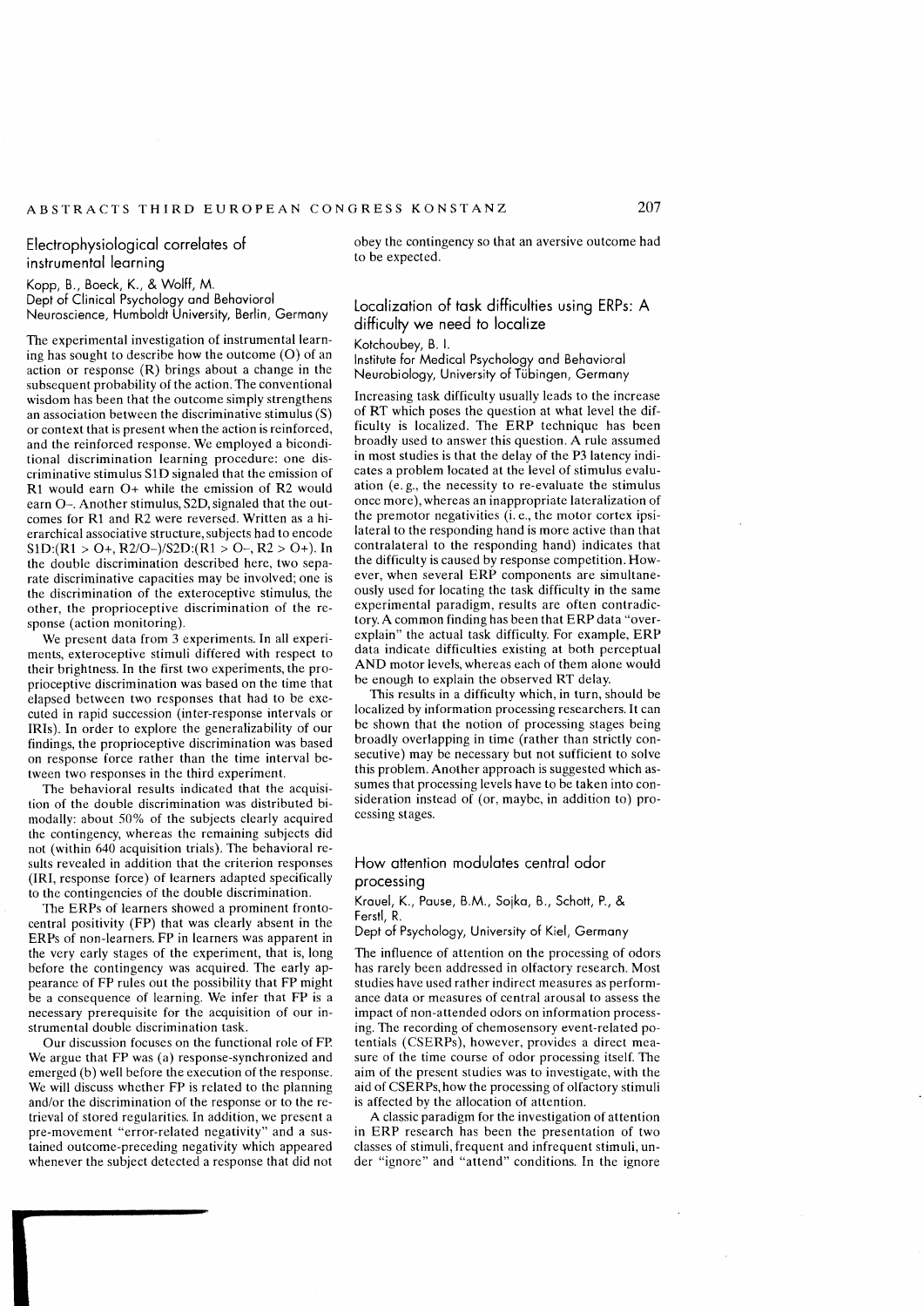## Electrophysiological correlates of instrumental learning

Kopp, B., Boeck, K., & Wolff, M.
Dept of Clinical Psychology and Behavioral Neuroscience, Humboldt University, Berlin, Germany

The experimental investigation of instrumental learning has sought to describe how the outcome (O) of an action or response (R) brings about a change in the subsequent probability of the action. The conventional wisdom has been that the outcome simply strengthens an association between the discriminative stimulus (S) or context that is present when the action is reinforced, and the reinforced response. We employed a biconditional discrimination learning procedure: one discriminative stimulus S1D signaled that the emission of R1 would earn O+ while the emission of R2 would earn O–. Another stimulus, S2D, signaled that the outcomes for R1 and R2 were reversed. Written as a hierarchical associative structure, subjects had to encode S1D:(R1 > O+, R2/O–)/S2D:(R1 > O–, R2 > O+). In the double discrimination described here, two separate discriminative capacities may be involved; one is the discrimination of the exteroceptive stimulus, the other, the proprioceptive discrimination of the response (action monitoring).

We present data from 3 experiments. In all experiments, exteroceptive stimuli differed with respect to their brightness. In the first two experiments, the proprioceptive discrimination was based on the time that elapsed between two responses that had to be executed in rapid succession (inter-response intervals or IRIs). In order to explore the generalizability of our findings, the proprioceptive discrimination was based on response force rather than the time interval between two responses in the third experiment.

The behavioral results indicated that the acquisition of the double discrimination was distributed bimodally: about 50% of the subjects clearly acquired the contingency, whereas the remaining subjects did not (within 640 acquisition trials). The behavioral results revealed in addition that the criterion responses (IRI, response force) of learners adapted specifically to the contingencies of the double discrimination.

The ERPs of learners showed a prominent frontocentral positivity (FP) that was clearly absent in the ERPs of non-learners. FP in learners was apparent in the very early stages of the experiment, that is, long before the contingency was acquired. The early appearance of FP rules out the possibility that FP might be a consequence of learning. We infer that FP is a necessary prerequisite for the acquisition of our instrumental double discrimination task.

Our discussion focuses on the functional role of FP. We argue that FP was (a) response-synchronized and emerged (b) well before the execution of the response. We will discuss whether FP is related to the planning and/or the discrimination of the response or to the retrieval of stored regularities. In addition, we present a pre-movement "error-related negativity" and a sustained outcome-preceding negativity which appeared whenever the subject detected a response that did not obey the contingency so that an aversive outcome had to be expected.

## Localization of task difficulties using ERPs: A difficulty we need to localize

Kotchoubey, B. I.
Institute for Medical Psychology and Behavioral Neurobiology, University of Tübingen, Germany

Increasing task difficulty usually leads to the increase of RT which poses the question at what level the difficulty is localized. The ERP technique has been broadly used to answer this question. A rule assumed in most studies is that the delay of the P3 latency indicates a problem located at the level of stimulus evaluation (e. g., the necessity to re-evaluate the stimulus once more), whereas an inappropriate lateralization of the premotor negativities (i. e., the motor cortex ipsilateral to the responding hand is more active than that contralateral to the responding hand) indicates that the difficulty is caused by response competition. However, when several ERP components are simultaneously used for locating the task difficulty in the same experimental paradigm, results are often contradictory. A common finding has been that ERP data "overexplain" the actual task difficulty. For example, ERP data indicate difficulties existing at both perceptual AND motor levels, whereas each of them alone would be enough to explain the observed RT delay.

This results in a difficulty which, in turn, should be localized by information processing researchers. It can be shown that the notion of processing stages being broadly overlapping in time (rather than strictly consecutive) may be necessary but not sufficient to solve this problem. Another approach is suggested which assumes that processing levels have to be taken into consideration instead of (or, maybe, in addition to) processing stages.

## How attention modulates central odor processing

Krauel, K., Pause, B.M., Sojka, B., Schott, P., & Ferstl, R.
Dept of Psychology, University of Kiel, Germany

The influence of attention on the processing of odors has rarely been addressed in olfactory research. Most studies have used rather indirect measures as performance data or measures of central arousal to assess the impact of non-attended odors on information processing. The recording of chemosensory event-related potentials (CSERPs), however, provides a direct measure of the time course of odor processing itself. The aim of the present studies was to investigate, with the aid of CSERPs, how the processing of olfactory stimuli is affected by the allocation of attention.

A classic paradigm for the investigation of attention in ERP research has been the presentation of two classes of stimuli, frequent and infrequent stimuli, under "ignore" and "attend" conditions. In the ignore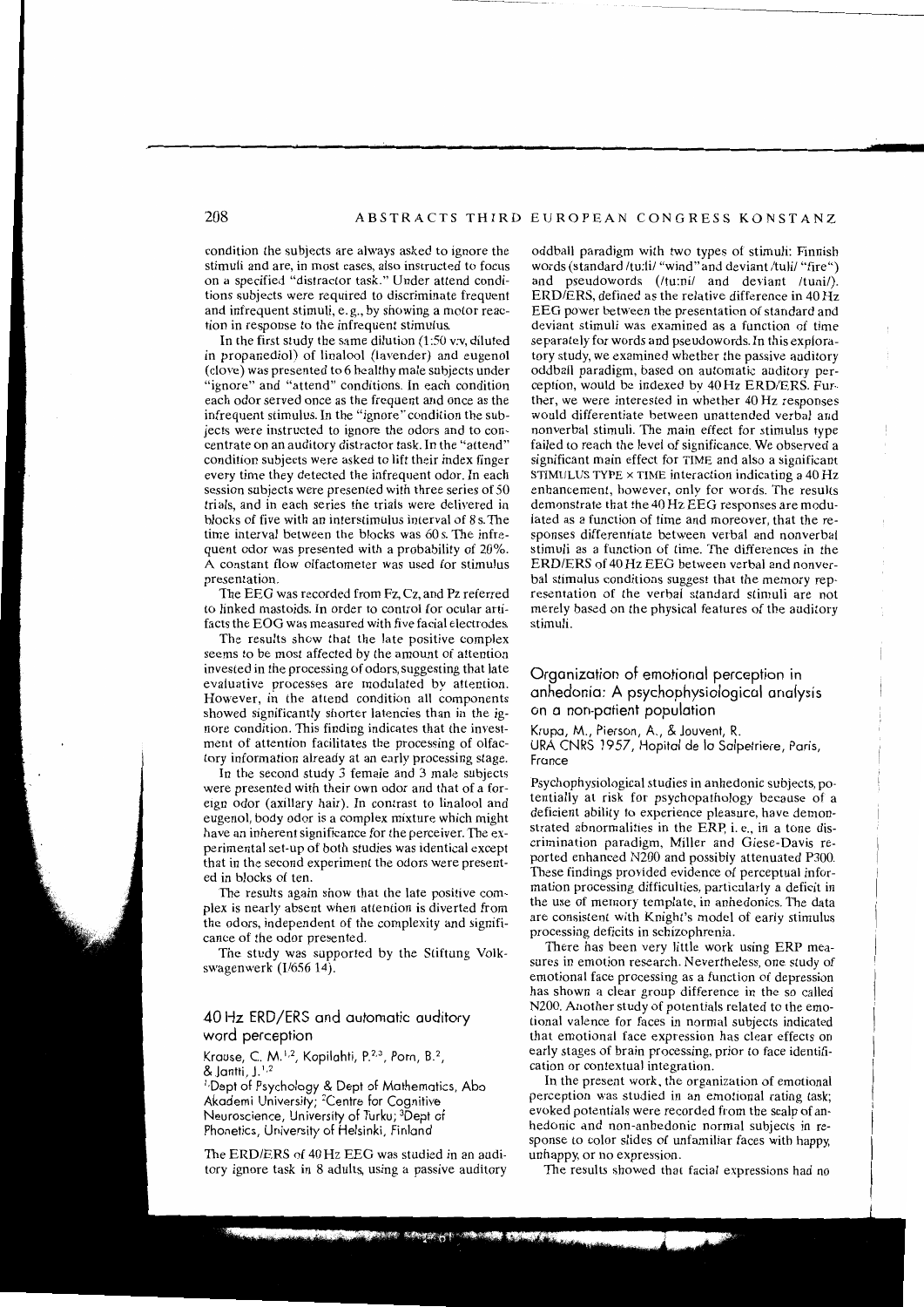condition the subjects are always asked to ignore the stimuli and are, in most cases, also instructed to focus on a specified "distractor task." Under attend conditions subjects were required to discriminate frequent and infrequent stimuli, e.g., by showing a motor reaction in response to the infrequent stimulus.

In the first study the same dilution (1:50 v:v, diluted in propanediol) of linalool (lavender) and eugenol (clove) was presented to 6 healthy male subjects under "ignore" and "attend" conditions. In each condition each odor served once as the frequent and once as the infrequent stimulus. In the "ignore" condition the subjects were instructed to ignore the odors and to concentrate on an auditory distractor task. In the "attend" condition subjects were asked to lift their index finger every time they detected the infrequent odor. In each session subjects were presented with three series of 50 trials, and in each series the trials were delivered in blocks of five with an interstimulus interval of 8 s. The time interval between the blocks was 60 s. The infrequent odor was presented with a probability of 20%. A constant flow olfactometer was used for stimulus presentation.

The EEG was recorded from Fz, Cz, and Pz referred to linked mastoids. In order to control for ocular artifacts the EOG was measured with five facial electrodes.

The results show that the late positive complex seems to be most affected by the amount of attention invested in the processing of odors, suggesting that late evaluative processes are modulated by attention. However, in the attend condition all components showed significantly shorter latencies than in the ignore condition. This finding indicates that the investment of attention facilitates the processing of olfactory information already at an early processing stage.

In the second study 3 female and 3 male subjects were presented with their own odor and that of a foreign odor (axillary hair). In contrast to linalool and eugenol, body odor is a complex mixture which might have an inherent significance for the perceiver. The experimental set-up of both studies was identical except that in the second experiment the odors were presented in blocks of ten.

The results again show that the late positive complex is nearly absent when attention is diverted from the odors, independent of the complexity and significance of the odor presented.

The study was supported by the Stiftung Volkswagenwerk (I/656 14).

## 40 Hz ERD/ERS and automatic auditory word perception

Krause, C. M.[1,2], Kopilahti, P.[2,3], Porn, B.[2], & Jantti, J.[1,2]

[1]Dept of Psychology & Dept of Mathematics, Abo Akademi University; [2]Centre for Cognitive Neuroscience, University of Turku; [3]Dept of Phonetics, University of Helsinki, Finland

The ERD/ERS of 40 Hz EEG was studied in an auditory ignore task in 8 adults, using a passive auditory oddball paradigm with two types of stimuli: Finnish words (standard /tu:li/ "wind" and deviant /tuli/ "fire") and pseudowords (/tu:ni/ and deviant /tuni/). ERD/ERS, defined as the relative difference in 40 Hz EEG power between the presentation of standard and deviant stimuli was examined as a function of time separately for words and pseudowords. In this exploratory study, we examined whether the passive auditory oddball paradigm, based on automatic auditory perception, would be indexed by 40 Hz ERD/ERS. Further, we were interested in whether 40 Hz responses would differentiate between unattended verbal and nonverbal stimuli. The main effect for stimulus type failed to reach the level of significance. We observed a significant main effect for TIME and also a significant STIMULUS TYPE × TIME interaction indicating a 40 Hz enhancement, however, only for words. The results demonstrate that the 40 Hz EEG responses are modulated as a function of time and moreover, that the responses differentiate between verbal and nonverbal stimuli as a function of time. The differences in the ERD/ERS of 40 Hz EEG between verbal and nonverbal stimulus conditions suggest that the memory representation of the verbal standard stimuli are not merely based on the physical features of the auditory stimuli.

## Organization of emotional perception in anhedonia: A psychophysiological analysis on a non-patient population

Krupa, M., Pierson, A., & Jouvent, R.

URA CNRS 1957, Hopital de la Salpetriere, Paris, France

Psychophysiological studies in anhedonic subjects, potentially at risk for psychopathology because of a deficient ability to experience pleasure, have demonstrated abnormalities in the ERP, i. e., in a tone discrimination paradigm, Miller and Giese-Davis reported enhanced N200 and possibly attenuated P300. These findings provided evidence of perceptual information processing difficulties, particularly a deficit in the use of memory template, in anhedonics. The data are consistent with Knight's model of early stimulus processing deficits in schizophrenia.

There has been very little work using ERP measures in emotion research. Nevertheless, one study of emotional face processing as a function of depression has shown a clear group difference in the so called N200. Another study of potentials related to the emotional valence for faces in normal subjects indicated that emotional face expression has clear effects on early stages of brain processing, prior to face identification or contextual integration.

In the present work, the organization of emotional perception was studied in an emotional rating task; evoked potentials were recorded from the scalp of anhedonic and non-anhedonic normal subjects in response to color slides of unfamiliar faces with happy, unhappy, or no expression.

The results showed that facial expressions had no